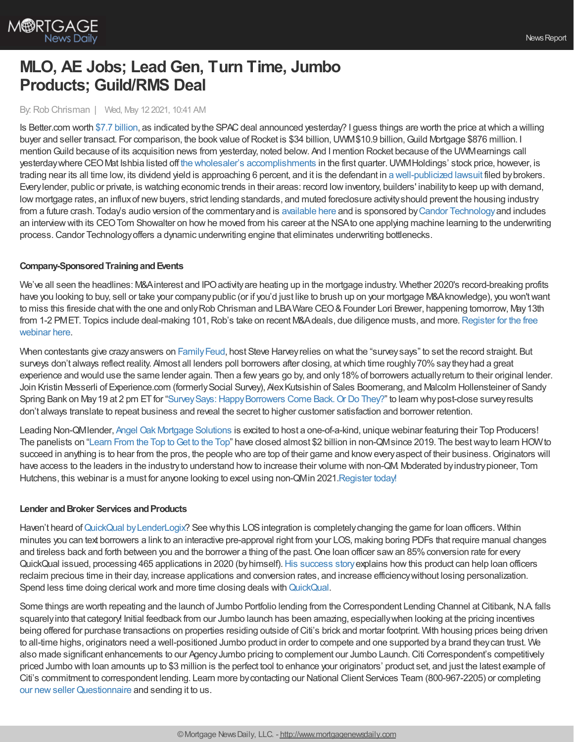# MLO, AE Jobs; Lead Gen, Turn Time, Jumbo Products; Guild/RMS Deal

By: Rob Chrisman | Wed, May 12 2021, 10:41 AM

Is Better.com worth $7.7 billion, as indicated by the SPAC deal announced yesterday? I guess things are worth the price at which a willing buyer and seller transact. For comparison, the book value of Rocket is $34 billion, UWM $10.9 billion, Guild Mortgage $876 million. I mention Guild because of its acquisition news from yesterday, noted below. And I mention Rocket because of the UWM earnings call yesterday where CEO Mat Ishbia listed off the wholesaler's accomplishments in the first quarter. UWM Holdings' stock price, however, is trading near its all time low, its dividend yield is approaching 6 percent, and it is the defendant in a well-publicized lawsuit filed by brokers. Every lender, public or private, is watching economic trends in their areas: record low inventory, builders' inability to keep up with demand, low mortgage rates, an influx of new buyers, strict lending standards, and muted foreclosure activity should prevent the housing industry from a future crash. Today's audio version of the commentary and is available here and is sponsored by Candor Technology and includes an interview with its CEO Tom Showalter on how he moved from his career at the NSA to one applying machine learning to the underwriting process. Candor Technology offers a dynamic underwriting engine that eliminates underwriting bottlenecks.

### Company-Sponsored Training and Events

We've all seen the headlines: M&A interest and IPO activity are heating up in the mortgage industry. Whether 2020's record-breaking profits have you looking to buy, sell or take your company public (or if you'd just like to brush up on your mortgage M&A knowledge), you won't want to miss this fireside chat with the one and only Rob Chrisman and LBA Ware CEO & Founder Lori Brewer, happening tomorrow, May 13th from 1-2 PM ET. Topics include deal-making 101, Rob's take on recent M&A deals, due diligence musts, and more. Register for the free webinar here.

When contestants give crazy answers on Family Feud, host Steve Harvey relies on what the "survey says" to set the record straight. But surveys don't always reflect reality. Almost all lenders poll borrowers after closing, at which time roughly 70% say they had a great experience and would use the same lender again. Then a few years go by, and only 18% of borrowers actually return to their original lender. Join Kristin Messerli of Experience.com (formerly Social Survey), Alex Kutsishin of Sales Boomerang, and Malcolm Hollensteiner of Sandy Spring Bank on May 19 at 2 pm ET for "Survey Says: Happy Borrowers Come Back. Or Do They?" to learn why post-close survey results don't always translate to repeat business and reveal the secret to higher customer satisfaction and borrower retention.

Leading Non-QM lender, Angel Oak Mortgage Solutions is excited to host a one-of-a-kind, unique webinar featuring their Top Producers! The panelists on "Learn From the Top to Get to the Top" have closed almost $2 billion in non-QM since 2019. The best way to learn HOW to succeed in anything is to hear from the pros, the people who are top of their game and know every aspect of their business. Originators will have access to the leaders in the industry to understand how to increase their volume with non-QM. Moderated by industry pioneer, Tom Hutchens, this webinar is a must for anyone looking to excel using non-QM in 2021.Register today!

### Lender and Broker Services and Products

Haven't heard of QuickQual by LenderLogix? See why this LOS integration is completely changing the game for loan officers. Within minutes you can text borrowers a link to an interactive pre-approval right from your LOS, making boring PDFs that require manual changes and tireless back and forth between you and the borrower a thing of the past. One loan officer saw an 85% conversion rate for every QuickQual issued, processing 465 applications in 2020 (by himself). His success story explains how this product can help loan officers reclaim precious time in their day, increase applications and conversion rates, and increase efficiency without losing personalization. Spend less time doing clerical work and more time closing deals with QuickQual.

Some things are worth repeating and the launch of Jumbo Portfolio lending from the Correspondent Lending Channel at Citibank, N.A. falls squarely into that category! Initial feedback from our Jumbo launch has been amazing, especially when looking at the pricing incentives being offered for purchase transactions on properties residing outside of Citi's brick and mortar footprint. With housing prices being driven to all-time highs, originators need a well-positioned Jumbo product in order to compete and one supported by a brand they can trust. We also made significant enhancements to our Agency Jumbo pricing to complement our Jumbo Launch. Citi Correspondent's competitively priced Jumbo with loan amounts up to $3 million is the perfect tool to enhance your originators' product set, and just the latest example of Citi's commitment to correspondent lending. Learn more by contacting our National Client Services Team (800-967-2205) or completing our new seller Questionnaire and sending it to us.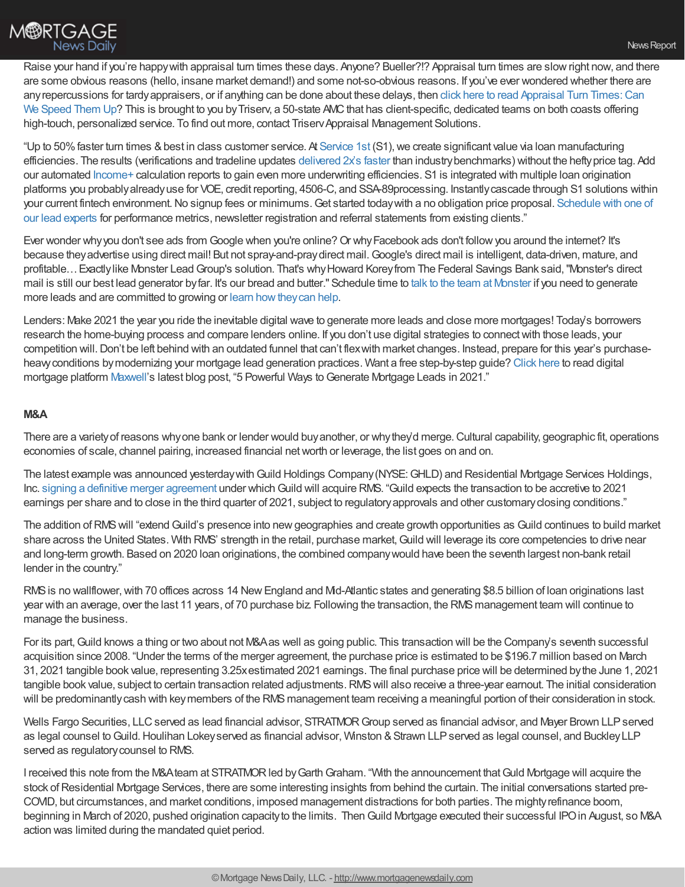Raise your hand if you're happy with appraisal turn times these days. Anyone? Bueller?!? Appraisal turn times are slow right now, and there are some obvious reasons (hello, insane market demand!) and some not-so-obvious reasons. If you've ever wondered whether there are any repercussions for tardy appraisers, or if anything can be done about these delays, then click here to read Appraisal Turn Times: Can We Speed Them Up? This is brought to you by Triserv, a 50-state AMC that has client-specific, dedicated teams on both coasts offering high-touch, personalized service. To find out more, contact Triserv Appraisal Management Solutions.

"Up to 50% faster turn times & best in class customer service. At Service 1st (S1), we create significant value via loan manufacturing efficiencies. The results (verifications and tradeline updates delivered 2x's faster than industry benchmarks) without the hefty price tag. Add our automated Income+ calculation reports to gain even more underwriting efficiencies. S1 is integrated with multiple loan origination platforms you probably already use for VOE, credit reporting, 4506-C, and SSA-89processing. Instantly cascade through S1 solutions within your current fintech environment. No signup fees or minimums. Get started today with a no obligation price proposal. Schedule with one of our lead experts for performance metrics, newsletter registration and referral statements from existing clients."

Ever wonder why you don't see ads from Google when you're online? Or why Facebook ads don't follow you around the internet? It's because they advertise using direct mail! But not spray-and-pray direct mail. Google's direct mail is intelligent, data-driven, mature, and profitable… Exactly like Monster Lead Group's solution. That's why Howard Korey from The Federal Savings Bank said, "Monster's direct mail is still our best lead generator by far. It's our bread and butter." Schedule time to talk to the team at Monster if you need to generate more leads and are committed to growing or learn how they can help.

Lenders: Make 2021 the year you ride the inevitable digital wave to generate more leads and close more mortgages! Today's borrowers research the home-buying process and compare lenders online. If you don't use digital strategies to connect with those leads, your competition will. Don't be left behind with an outdated funnel that can't flex with market changes. Instead, prepare for this year's purchase-heavy conditions by modernizing your mortgage lead generation practices. Want a free step-by-step guide? Click here to read digital mortgage platform Maxwell's latest blog post, "5 Powerful Ways to Generate Mortgage Leads in 2021."

**M&A**

There are a variety of reasons why one bank or lender would buy another, or why they'd merge. Cultural capability, geographic fit, operations economies of scale, channel pairing, increased financial net worth or leverage, the list goes on and on.

The latest example was announced yesterday with Guild Holdings Company (NYSE: GHLD) and Residential Mortgage Services Holdings, Inc. signing a definitive merger agreement under which Guild will acquire RMS. "Guild expects the transaction to be accretive to 2021 earnings per share and to close in the third quarter of 2021, subject to regulatory approvals and other customary closing conditions."

The addition of RMS will "extend Guild's presence into new geographies and create growth opportunities as Guild continues to build market share across the United States. With RMS' strength in the retail, purchase market, Guild will leverage its core competencies to drive near and long-term growth. Based on 2020 loan originations, the combined company would have been the seventh largest non-bank retail lender in the country."

RMS is no wallflower, with 70 offices across 14 New England and Mid-Atlantic states and generating $8.5 billion of loan originations last year with an average, over the last 11 years, of 70 purchase biz. Following the transaction, the RMS management team will continue to manage the business.

For its part, Guild knows a thing or two about not M&A as well as going public. This transaction will be the Company's seventh successful acquisition since 2008. "Under the terms of the merger agreement, the purchase price is estimated to be $196.7 million based on March 31, 2021 tangible book value, representing 3.25x estimated 2021 earnings. The final purchase price will be determined by the June 1, 2021 tangible book value, subject to certain transaction related adjustments. RMS will also receive a three-year earnout. The initial consideration will be predominantly cash with key members of the RMS management team receiving a meaningful portion of their consideration in stock.

Wells Fargo Securities, LLC served as lead financial advisor, STRATMOR Group served as financial advisor, and Mayer Brown LLP served as legal counsel to Guild. Houlihan Lokey served as financial advisor, Winston & Strawn LLP served as legal counsel, and Buckley LLP served as regulatory counsel to RMS.

I received this note from the M&A team at STRATMOR led by Garth Graham. "With the announcement that Guld Mortgage will acquire the stock of Residential Mortgage Services, there are some interesting insights from behind the curtain. The initial conversations started pre-COVID, but circumstances, and market conditions, imposed management distractions for both parties. The mighty refinance boom, beginning in March of 2020, pushed origination capacity to the limits. Then Guild Mortgage executed their successful IPO in August, so M&A action was limited during the mandated quiet period.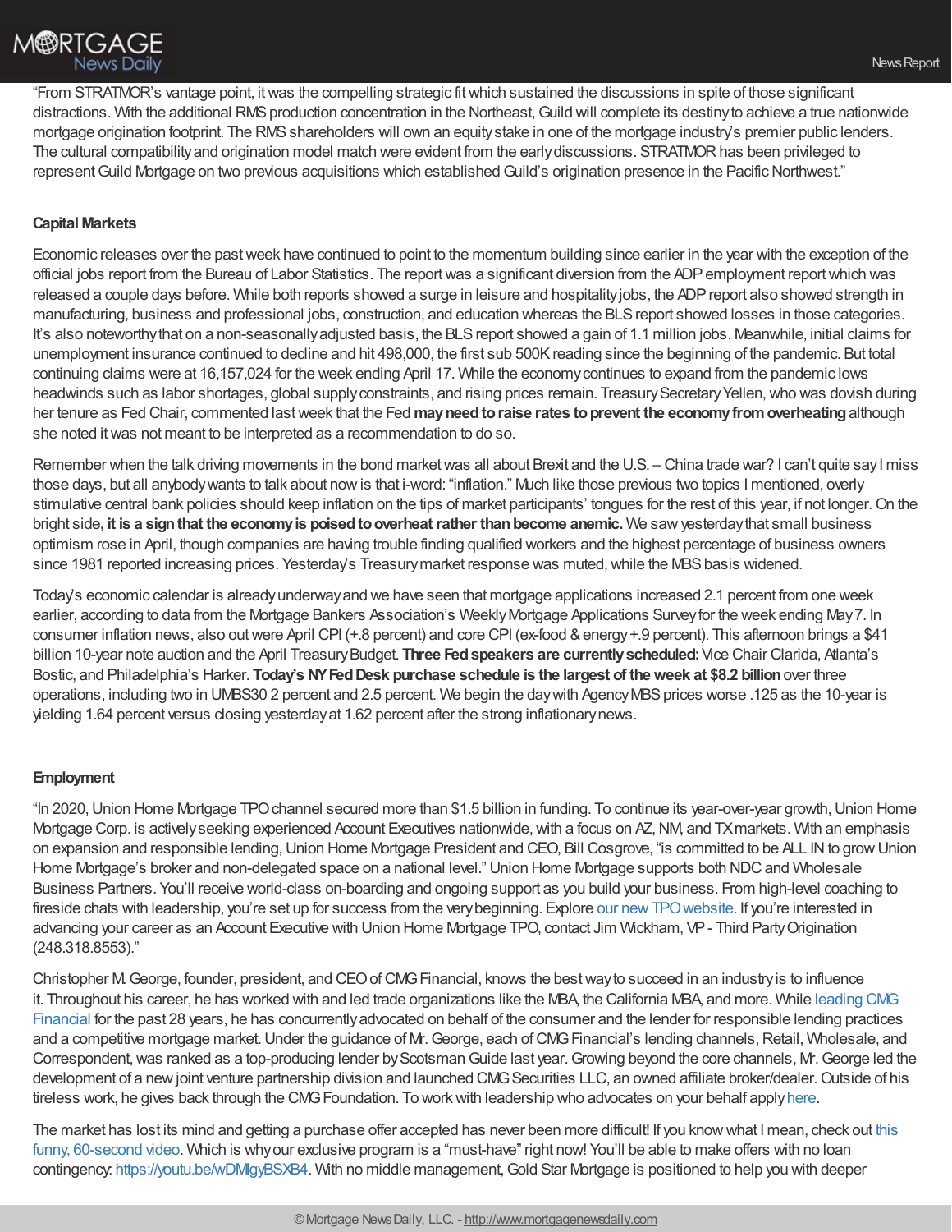"From STRATMOR's vantage point, it was the compelling strategic fit which sustained the discussions in spite of those significant distractions. With the additional RMS production concentration in the Northeast, Guild will complete its destiny to achieve a true nationwide mortgage origination footprint. The RMS shareholders will own an equity stake in one of the mortgage industry's premier public lenders. The cultural compatibility and origination model match were evident from the early discussions. STRATMOR has been privileged to represent Guild Mortgage on two previous acquisitions which established Guild's origination presence in the Pacific Northwest."

**Capital Markets**

Economic releases over the past week have continued to point to the momentum building since earlier in the year with the exception of the official jobs report from the Bureau of Labor Statistics. The report was a significant diversion from the ADP employment report which was released a couple days before. While both reports showed a surge in leisure and hospitality jobs, the ADP report also showed strength in manufacturing, business and professional jobs, construction, and education whereas the BLS report showed losses in those categories. It's also noteworthy that on a non-seasonally adjusted basis, the BLS report showed a gain of 1.1 million jobs. Meanwhile, initial claims for unemployment insurance continued to decline and hit 498,000, the first sub 500K reading since the beginning of the pandemic. But total continuing claims were at 16,157,024 for the week ending April 17. While the economy continues to expand from the pandemic lows headwinds such as labor shortages, global supply constraints, and rising prices remain. Treasury Secretary Yellen, who was dovish during her tenure as Fed Chair, commented last week that the Fed **may need to raise rates to prevent the economy from overheating** although she noted it was not meant to be interpreted as a recommendation to do so.

Remember when the talk driving movements in the bond market was all about Brexit and the U.S. – China trade war? I can't quite say I miss those days, but all anybody wants to talk about now is that i-word: "inflation." Much like those previous two topics I mentioned, overly stimulative central bank policies should keep inflation on the tips of market participants' tongues for the rest of this year, if not longer. On the bright side**, it is a sign that the economy is poised to overheat rather than become anemic.** We saw yesterday that small business optimism rose in April, though companies are having trouble finding qualified workers and the highest percentage of business owners since 1981 reported increasing prices. Yesterday's Treasury market response was muted, while the MBS basis widened.

Today's economic calendar is already underway and we have seen that mortgage applications increased 2.1 percent from one week earlier, according to data from the Mortgage Bankers Association's Weekly Mortgage Applications Survey for the week ending May 7. In consumer inflation news, also out were April CPI (+.8 percent) and core CPI (ex-food & energy +.9 percent). This afternoon brings a $41 billion 10-year note auction and the April Treasury Budget. **Three Fed speakers are currently scheduled:** Vice Chair Clarida, Atlanta's Bostic, and Philadelphia's Harker. **Today's NY Fed Desk purchase schedule is the largest of the week at $8.2 billion** over three operations, including two in UMBS30 2 percent and 2.5 percent. We begin the day with Agency MBS prices worse .125 as the 10-year is yielding 1.64 percent versus closing yesterday at 1.62 percent after the strong inflationary news.

**Employment**

"In 2020, Union Home Mortgage TPO channel secured more than $1.5 billion in funding. To continue its year-over-year growth, Union Home Mortgage Corp. is actively seeking experienced Account Executives nationwide, with a focus on AZ, NM, and TX markets. With an emphasis on expansion and responsible lending, Union Home Mortgage President and CEO, Bill Cosgrove, "is committed to be ALL IN to grow Union Home Mortgage's broker and non-delegated space on a national level." Union Home Mortgage supports both NDC and Wholesale Business Partners. You'll receive world-class on-boarding and ongoing support as you build your business. From high-level coaching to fireside chats with leadership, you're set up for success from the very beginning. Explore our new TPO website. If you're interested in advancing your career as an Account Executive with Union Home Mortgage TPO, contact Jim Wickham, VP - Third Party Origination (248.318.8553)."

Christopher M. George, founder, president, and CEO of CMG Financial, knows the best way to succeed in an industry is to influence it. Throughout his career, he has worked with and led trade organizations like the MBA, the California MBA, and more. While leading CMG Financial for the past 28 years, he has concurrently advocated on behalf of the consumer and the lender for responsible lending practices and a competitive mortgage market. Under the guidance of Mr. George, each of CMG Financial's lending channels, Retail, Wholesale, and Correspondent, was ranked as a top-producing lender by Scotsman Guide last year. Growing beyond the core channels, Mr. George led the development of a new joint venture partnership division and launched CMG Securities LLC, an owned affiliate broker/dealer. Outside of his tireless work, he gives back through the CMG Foundation. To work with leadership who advocates on your behalf apply here.

The market has lost its mind and getting a purchase offer accepted has never been more difficult! If you know what I mean, check out this funny, 60-second video. Which is why our exclusive program is a "must-have" right now! You'll be able to make offers with no loan contingency: https://youtu.be/wDMlgyBSXB4. With no middle management, Gold Star Mortgage is positioned to help you with deeper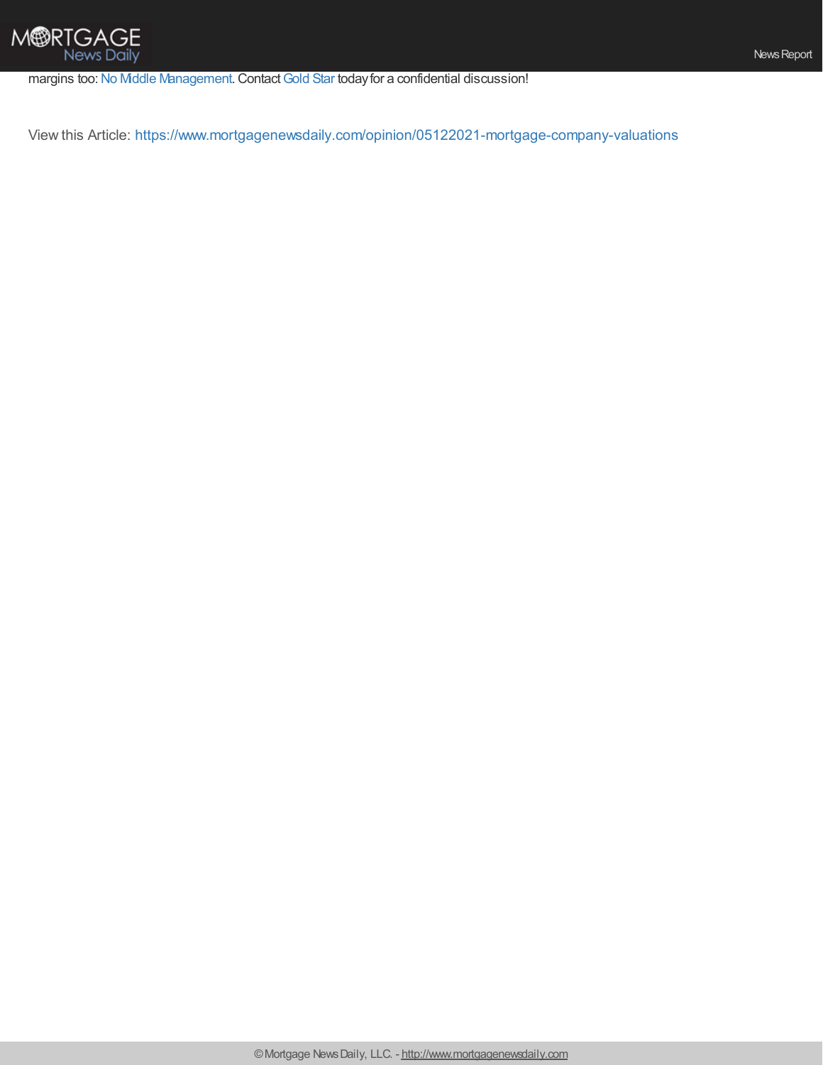margins too: No Middle Management. Contact Gold Star today for a confidential discussion!

View this Article: https://www.mortgagenewsdaily.com/opinion/05122021-mortgage-company-valuations